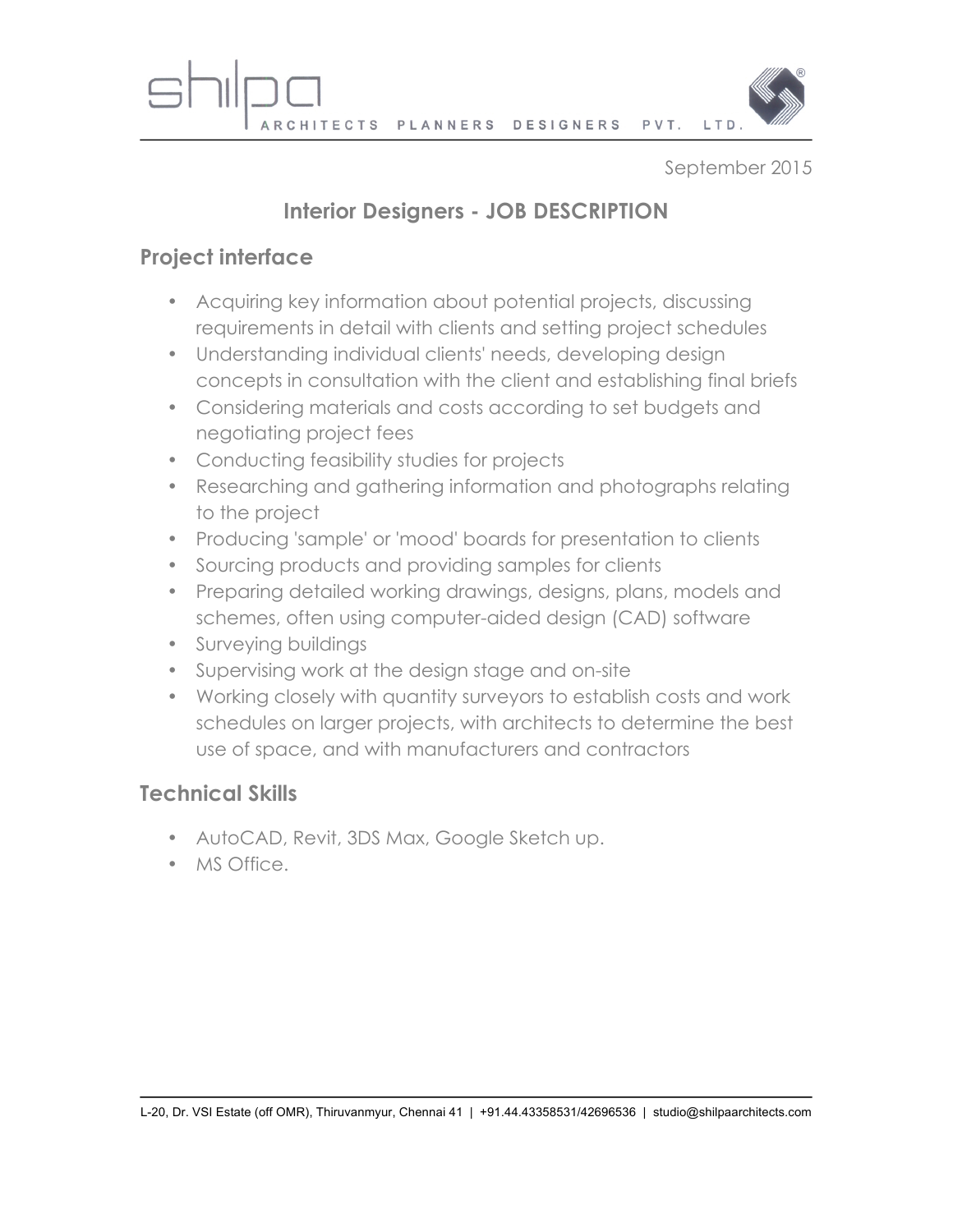shilpa ARCHITECTS PLANNERS DESIGNERS PVT. LTD.

September 2015

# Interior Designers - JOB DESCRIPTION

## Project interface

- Acquiring key information about potential projects, discussing requirements in detail with clients and setting project schedules
- Understanding individual clients' needs, developing design concepts in consultation with the client and establishing final briefs
- Considering materials and costs according to set budgets and negotiating project fees
- Conducting feasibility studies for projects
- Researching and gathering information and photographs relating to the project
- Producing 'sample' or 'mood' boards for presentation to clients
- Sourcing products and providing samples for clients
- Preparing detailed working drawings, designs, plans, models and schemes, often using computer-aided design (CAD) software
- Surveying buildings
- Supervising work at the design stage and on-site
- Working closely with quantity surveyors to establish costs and work schedules on larger projects, with architects to determine the best use of space, and with manufacturers and contractors

## Technical Skills

- AutoCAD, Revit, 3DS Max, Google Sketch up.
- MS Office.

L-20, Dr. VSI Estate (off OMR), Thiruvanmyur, Chennai 41 | +91.44.43358531/42696536 | studio@shilpaarchitects.com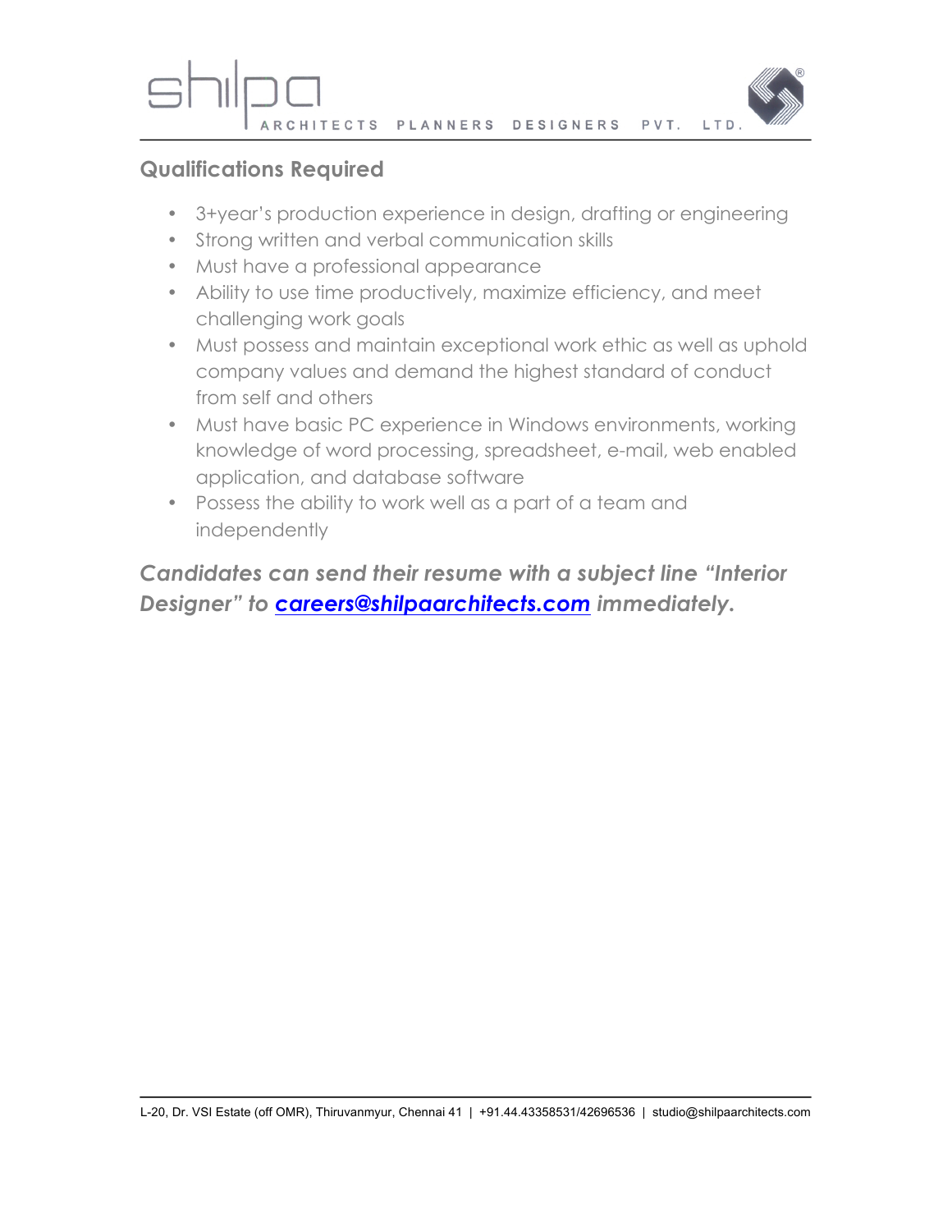## Qualifications Required

- 3+year's production experience in design, drafting or engineering
- Strong written and verbal communication skills
- Must have a professional appearance
- Ability to use time productively, maximize efficiency, and meet challenging work goals
- Must possess and maintain exceptional work ethic as well as uphold company values and demand the highest standard of conduct from self and others
- Must have basic PC experience in Windows environments, working knowledge of word processing, spreadsheet, e-mail, web enabled application, and database software
- Possess the ability to work well as a part of a team and independently

***Candidates can send their resume with a subject line "Interior Designer" to careers@shilpaarchitects.com immediately.***